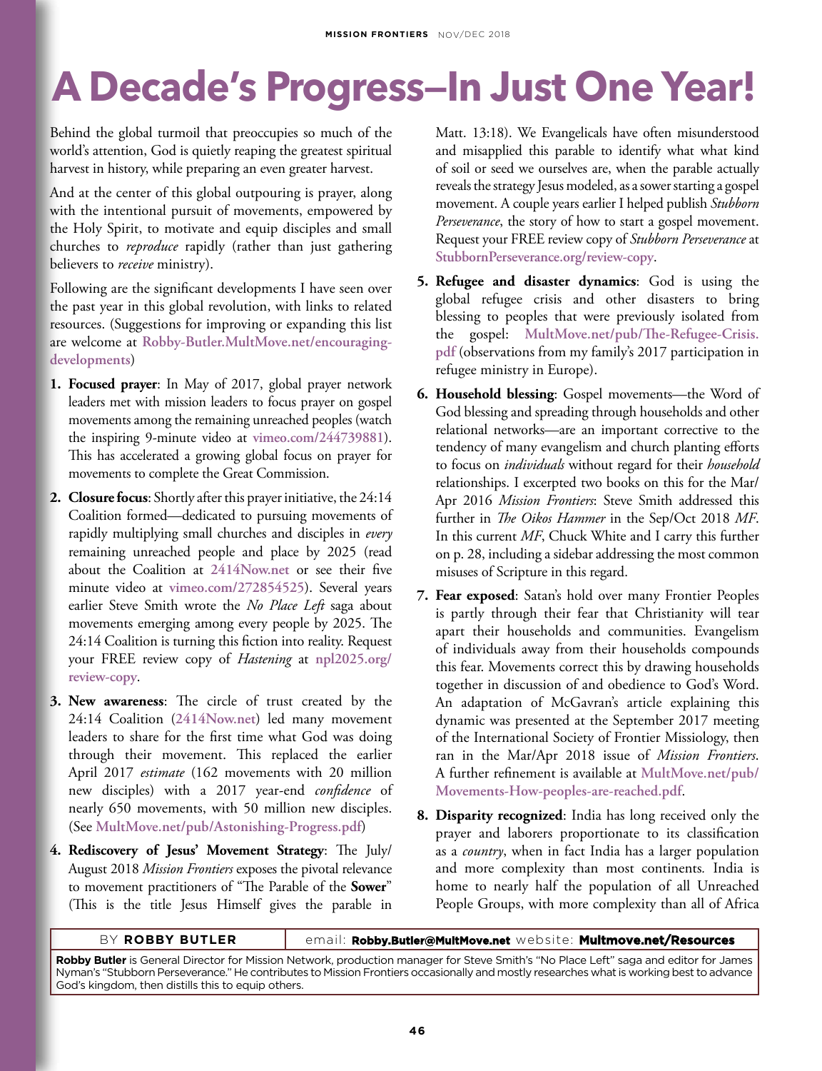# A Decade's Progress–In Just One Year!

Behind the global turmoil that preoccupies so much of the world's attention, God is quietly reaping the greatest spiritual harvest in history, while preparing an even greater harvest.

And at the center of this global outpouring is prayer, along with the intentional pursuit of movements, empowered by the Holy Spirit, to motivate and equip disciples and small churches to *reproduce* rapidly (rather than just gathering believers to *receive* ministry).

Following are the significant developments I have seen over the past year in this global revolution, with links to related resources. (Suggestions for improving or expanding this list are welcome at **Robby-Butler.MultMove.net/encouraging-developments**)

1. **Focused prayer**: In May of 2017, global prayer network leaders met with mission leaders to focus prayer on gospel movements among the remaining unreached peoples (watch the inspiring 9-minute video at **vimeo.com/244739881**). This has accelerated a growing global focus on prayer for movements to complete the Great Commission.
2. **Closure focus**: Shortly after this prayer initiative, the 24:14 Coalition formed—dedicated to pursuing movements of rapidly multiplying small churches and disciples in *every* remaining unreached people and place by 2025 (read about the Coalition at **2414Now.net** or see their five minute video at **vimeo.com/272854525**). Several years earlier Steve Smith wrote the *No Place Left* saga about movements emerging among every people by 2025. The 24:14 Coalition is turning this fiction into reality. Request your FREE review copy of *Hastening* at **npl2025.org/review-copy**.
3. **New awareness**: The circle of trust created by the 24:14 Coalition (**2414Now.net**) led many movement leaders to share for the first time what God was doing through their movement. This replaced the earlier April 2017 *estimate* (162 movements with 20 million new disciples) with a 2017 year-end *confidence* of nearly 650 movements, with 50 million new disciples. (See **MultMove.net/pub/Astonishing-Progress.pdf**)
4. **Rediscovery of Jesus' Movement Strategy**: The July/August 2018 *Mission Frontiers* exposes the pivotal relevance to movement practitioners of "The Parable of the **Sower**" (This is the title Jesus Himself gives the parable in Matt. 13:18). We Evangelicals have often misunderstood and misapplied this parable to identify what what kind of soil or seed we ourselves are, when the parable actually reveals the strategy Jesus modeled, as a sower starting a gospel movement. A couple years earlier I helped publish *Stubborn Perseverance*, the story of how to start a gospel movement. Request your FREE review copy of *Stubborn Perseverance* at **StubbornPerseverance.org/review-copy**.
5. **Refugee and disaster dynamics**: God is using the global refugee crisis and other disasters to bring blessing to peoples that were previously isolated from the gospel: **MultMove.net/pub/The-Refugee-Crisis.pdf** (observations from my family's 2017 participation in refugee ministry in Europe).
6. **Household blessing**: Gospel movements—the Word of God blessing and spreading through households and other relational networks—are an important corrective to the tendency of many evangelism and church planting efforts to focus on *individuals* without regard for their *household* relationships. I excerpted two books on this for the Mar/Apr 2016 *Mission Frontiers*: Steve Smith addressed this further in *The Oikos Hammer* in the Sep/Oct 2018 *MF*. In this current *MF*, Chuck White and I carry this further on p. 28, including a sidebar addressing the most common misuses of Scripture in this regard.
7. **Fear exposed**: Satan's hold over many Frontier Peoples is partly through their fear that Christianity will tear apart their households and communities. Evangelism of individuals away from their households compounds this fear. Movements correct this by drawing households together in discussion of and obedience to God's Word. An adaptation of McGavran's article explaining this dynamic was presented at the September 2017 meeting of the International Society of Frontier Missiology, then ran in the Mar/Apr 2018 issue of *Mission Frontiers*. A further refinement is available at **MultMove.net/pub/Movements-How-peoples-are-reached.pdf**.
8. **Disparity recognized**: India has long received only the prayer and laborers proportionate to its classification as a *country*, when in fact India has a larger population and more complexity than most continents. India is home to nearly half the population of all Unreached People Groups, with more complexity than all of Africa

BY **ROBBY BUTLER** email: **Robby.Butler@MultMove.net** website: **Multmove.net/Resources**

**Robby Butler** is General Director for Mission Network, production manager for Steve Smith's "No Place Left" saga and editor for James Nyman's "Stubborn Perseverance." He contributes to Mission Frontiers occasionally and mostly researches what is working best to advance God's kingdom, then distills this to equip others.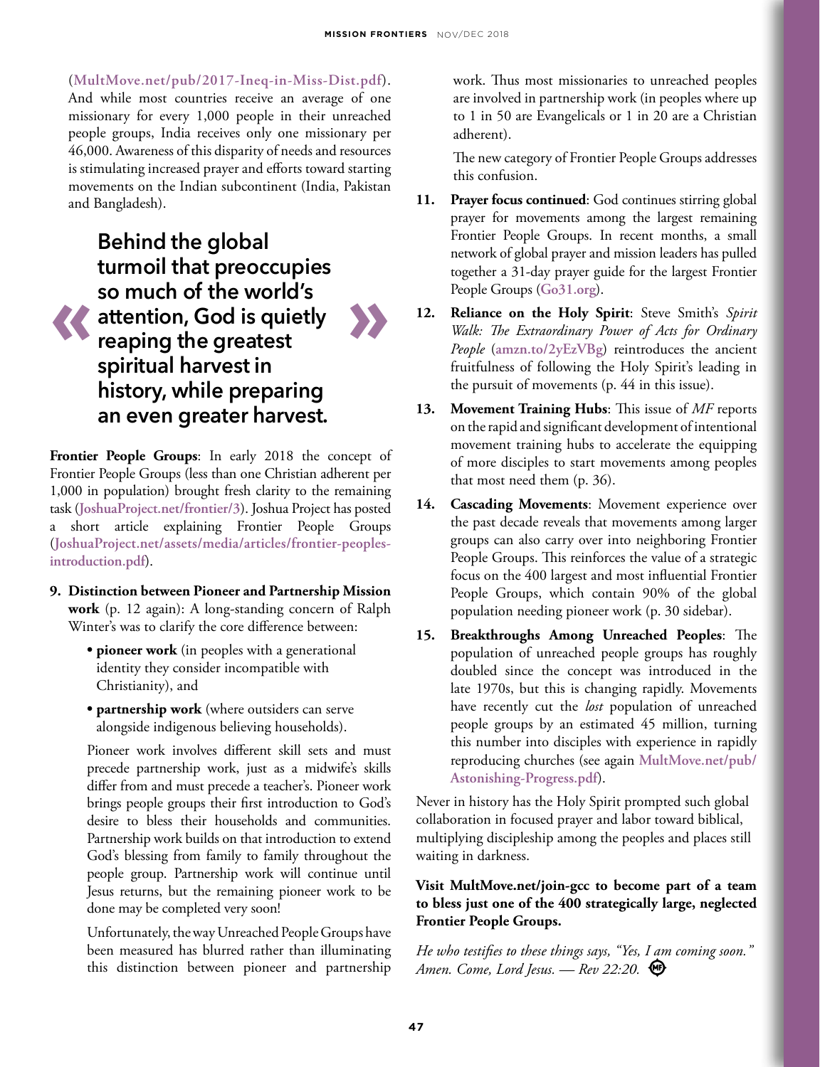(MultMove.net/pub/2017-Ineq-in-Miss-Dist.pdf). And while most countries receive an average of one missionary for every 1,000 people in their unreached people groups, India receives only one missionary per 46,000. Awareness of this disparity of needs and resources is stimulating increased prayer and efforts toward starting movements on the Indian subcontinent (India, Pakistan and Bangladesh).

> **Behind the global turmoil that preoccupies so much of the world's attention, God is quietly reaping the greatest spiritual harvest in history, while preparing an even greater harvest.**

**Frontier People Groups**: In early 2018 the concept of Frontier People Groups (less than one Christian adherent per 1,000 in population) brought fresh clarity to the remaining task (JoshuaProject.net/frontier/3). Joshua Project has posted a short article explaining Frontier People Groups (JoshuaProject.net/assets/media/articles/frontier-peoples-introduction.pdf).

9. **Distinction between Pioneer and Partnership Mission work** (p. 12 again): A long-standing concern of Ralph Winter's was to clarify the core difference between:

   - **pioneer work** (in peoples with a generational identity they consider incompatible with Christianity), and
   - **partnership work** (where outsiders can serve alongside indigenous believing households).

   Pioneer work involves different skill sets and must precede partnership work, just as a midwife's skills differ from and must precede a teacher's. Pioneer work brings people groups their first introduction to God's desire to bless their households and communities. Partnership work builds on that introduction to extend God's blessing from family to family throughout the people group. Partnership work will continue until Jesus returns, but the remaining pioneer work to be done may be completed very soon!

   Unfortunately, the way Unreached People Groups have been measured has blurred rather than illuminating this distinction between pioneer and partnership work. Thus most missionaries to unreached peoples are involved in partnership work (in peoples where up to 1 in 50 are Evangelicals or 1 in 20 are a Christian adherent).

   The new category of Frontier People Groups addresses this confusion.

11. **Prayer focus continued**: God continues stirring global prayer for movements among the largest remaining Frontier People Groups. In recent months, a small network of global prayer and mission leaders has pulled together a 31-day prayer guide for the largest Frontier People Groups (Go31.org).

12. **Reliance on the Holy Spirit**: Steve Smith's *Spirit Walk: The Extraordinary Power of Acts for Ordinary People* (amzn.to/2yEzVBg) reintroduces the ancient fruitfulness of following the Holy Spirit's leading in the pursuit of movements (p. 44 in this issue).

13. **Movement Training Hubs**: This issue of *MF* reports on the rapid and significant development of intentional movement training hubs to accelerate the equipping of more disciples to start movements among peoples that most need them (p. 36).

14. **Cascading Movements**: Movement experience over the past decade reveals that movements among larger groups can also carry over into neighboring Frontier People Groups. This reinforces the value of a strategic focus on the 400 largest and most influential Frontier People Groups, which contain 90% of the global population needing pioneer work (p. 30 sidebar).

15. **Breakthroughs Among Unreached Peoples**: The population of unreached people groups has roughly doubled since the concept was introduced in the late 1970s, but this is changing rapidly. Movements have recently cut the *lost* population of unreached people groups by an estimated 45 million, turning this number into disciples with experience in rapidly reproducing churches (see again MultMove.net/pub/Astonishing-Progress.pdf).

Never in history has the Holy Spirit prompted such global collaboration in focused prayer and labor toward biblical, multiplying discipleship among the peoples and places still waiting in darkness.

**Visit MultMove.net/join-gcc to become part of a team to bless just one of the 400 strategically large, neglected Frontier People Groups.**

*He who testifies to these things says, "Yes, I am coming soon." Amen. Come, Lord Jesus. — Rev 22:20.*